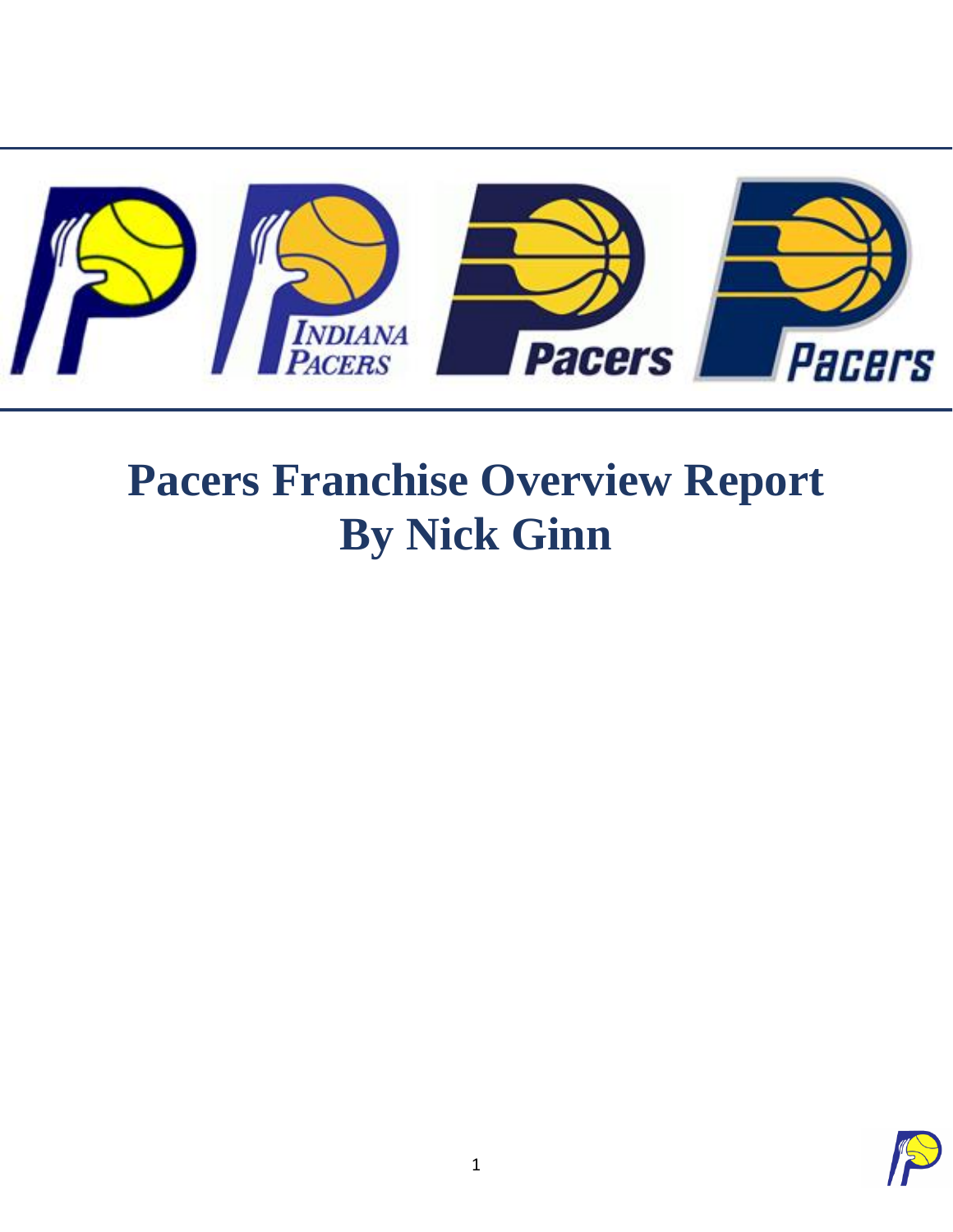# Pacers Franchise Overview Report
# By Nick Ginn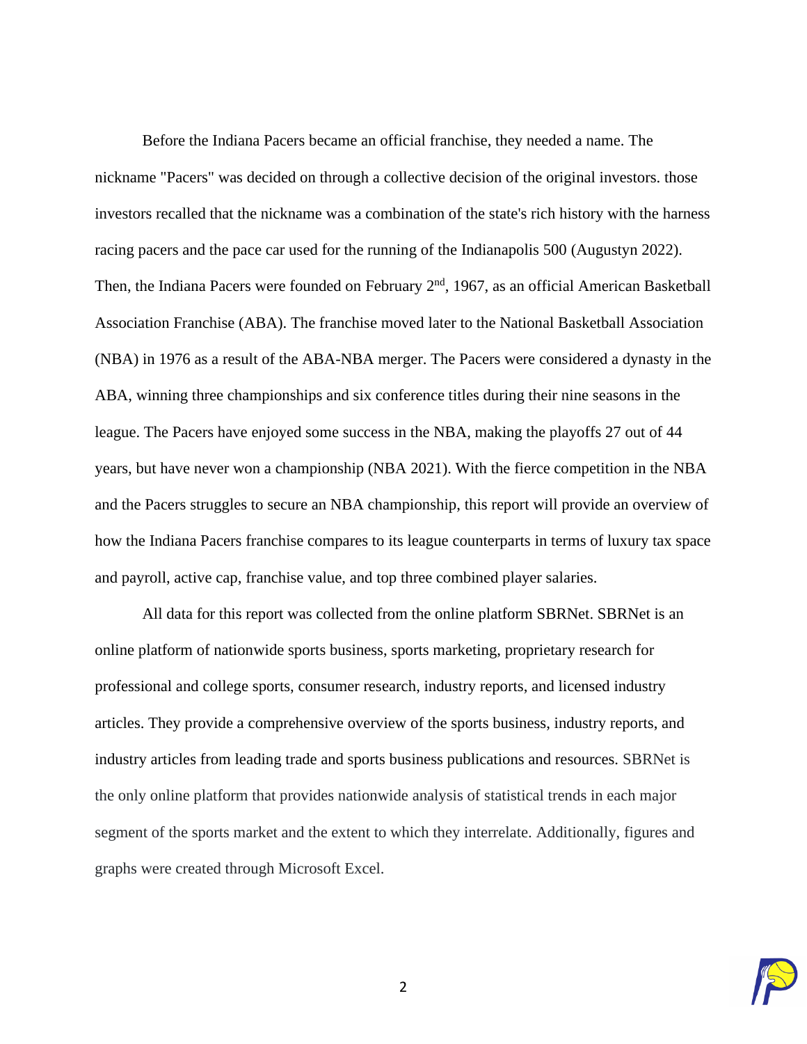Before the Indiana Pacers became an official franchise, they needed a name. The nickname "Pacers" was decided on through a collective decision of the original investors. those investors recalled that the nickname was a combination of the state's rich history with the harness racing pacers and the pace car used for the running of the Indianapolis 500 (Augustyn 2022). Then, the Indiana Pacers were founded on February 2nd, 1967, as an official American Basketball Association Franchise (ABA). The franchise moved later to the National Basketball Association (NBA) in 1976 as a result of the ABA-NBA merger. The Pacers were considered a dynasty in the ABA, winning three championships and six conference titles during their nine seasons in the league. The Pacers have enjoyed some success in the NBA, making the playoffs 27 out of 44 years, but have never won a championship (NBA 2021). With the fierce competition in the NBA and the Pacers struggles to secure an NBA championship, this report will provide an overview of how the Indiana Pacers franchise compares to its league counterparts in terms of luxury tax space and payroll, active cap, franchise value, and top three combined player salaries.

All data for this report was collected from the online platform SBRNet. SBRNet is an online platform of nationwide sports business, sports marketing, proprietary research for professional and college sports, consumer research, industry reports, and licensed industry articles. They provide a comprehensive overview of the sports business, industry reports, and industry articles from leading trade and sports business publications and resources. SBRNet is the only online platform that provides nationwide analysis of statistical trends in each major segment of the sports market and the extent to which they interrelate. Additionally, figures and graphs were created through Microsoft Excel.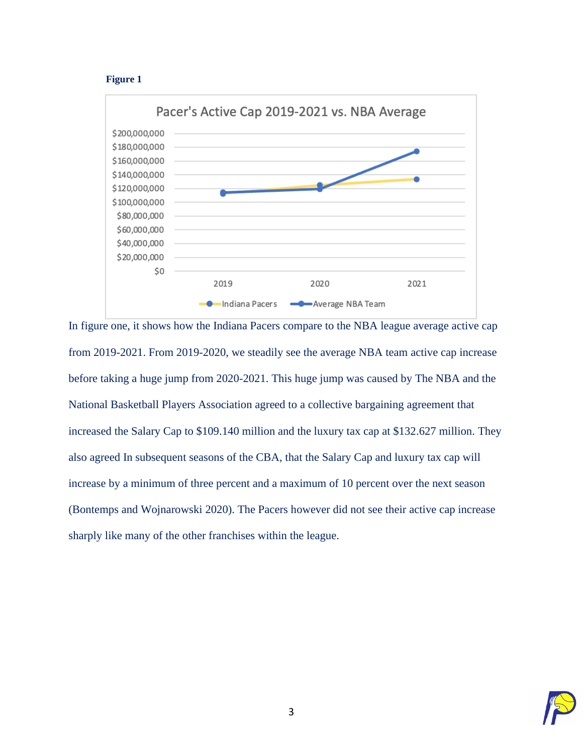**Figure 1**

In figure one, it shows how the Indiana Pacers compare to the NBA league average active cap from 2019-2021. From 2019-2020, we steadily see the average NBA team active cap increase before taking a huge jump from 2020-2021. This huge jump was caused by The NBA and the National Basketball Players Association agreed to a collective bargaining agreement that increased the Salary Cap to $109.140 million and the luxury tax cap at $132.627 million. They also agreed In subsequent seasons of the CBA, that the Salary Cap and luxury tax cap will increase by a minimum of three percent and a maximum of 10 percent over the next season (Bontemps and Wojnarowski 2020). The Pacers however did not see their active cap increase sharply like many of the other franchises within the league.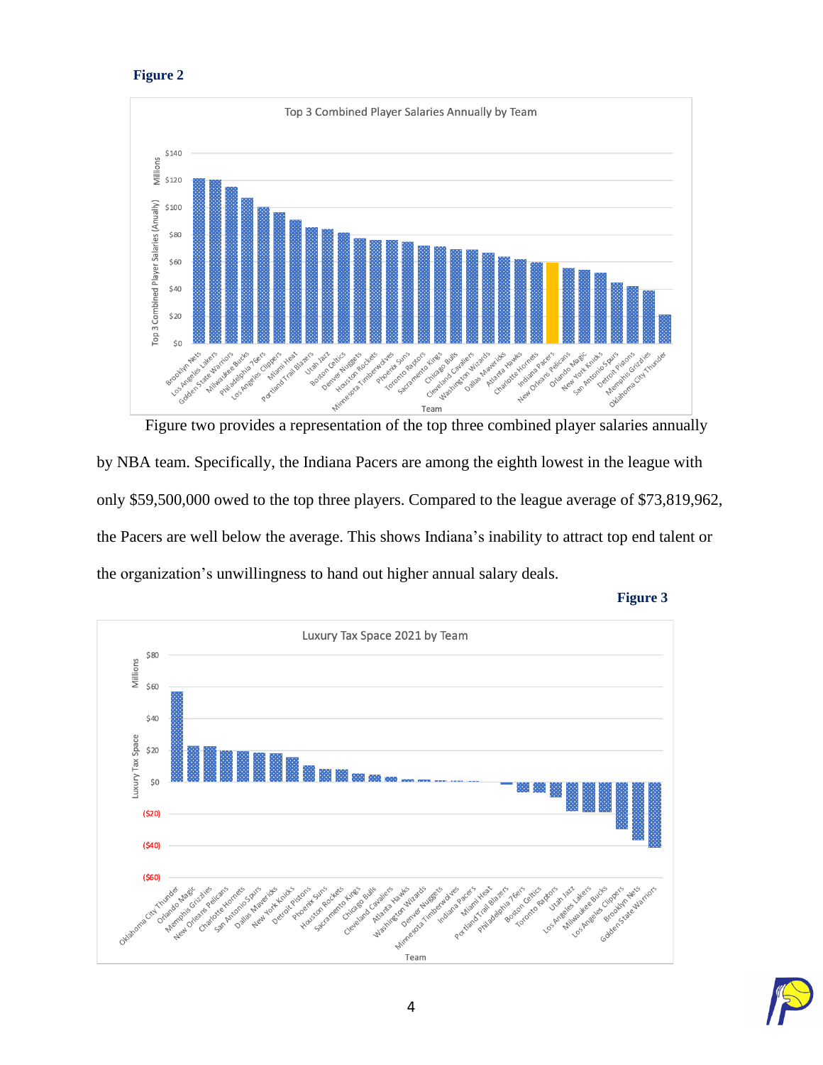**Figure 2**

Figure two provides a representation of the top three combined player salaries annually by NBA team. Specifically, the Indiana Pacers are among the eighth lowest in the league with only $59,500,000 owed to the top three players. Compared to the league average of $73,819,962, the Pacers are well below the average. This shows Indiana's inability to attract top end talent or the organization's unwillingness to hand out higher annual salary deals.

**Figure 3**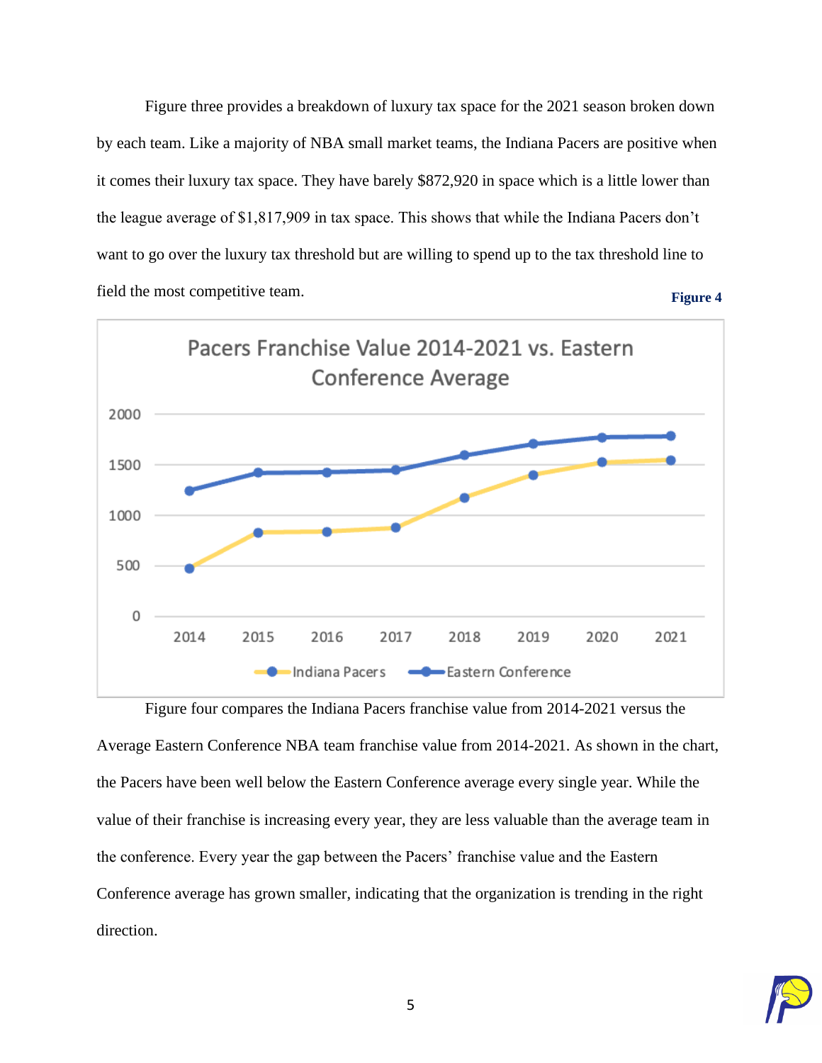Figure three provides a breakdown of luxury tax space for the 2021 season broken down by each team. Like a majority of NBA small market teams, the Indiana Pacers are positive when it comes their luxury tax space. They have barely $872,920 in space which is a little lower than the league average of $1,817,909 in tax space. This shows that while the Indiana Pacers don't want to go over the luxury tax threshold but are willing to spend up to the tax threshold line to field the most competitive team.

**Figure 4**

Pacers Franchise Value 2014-2021 vs. Eastern Conference Average

Figure four compares the Indiana Pacers franchise value from 2014-2021 versus the Average Eastern Conference NBA team franchise value from 2014-2021. As shown in the chart, the Pacers have been well below the Eastern Conference average every single year. While the value of their franchise is increasing every year, they are less valuable than the average team in the conference. Every year the gap between the Pacers' franchise value and the Eastern Conference average has grown smaller, indicating that the organization is trending in the right direction.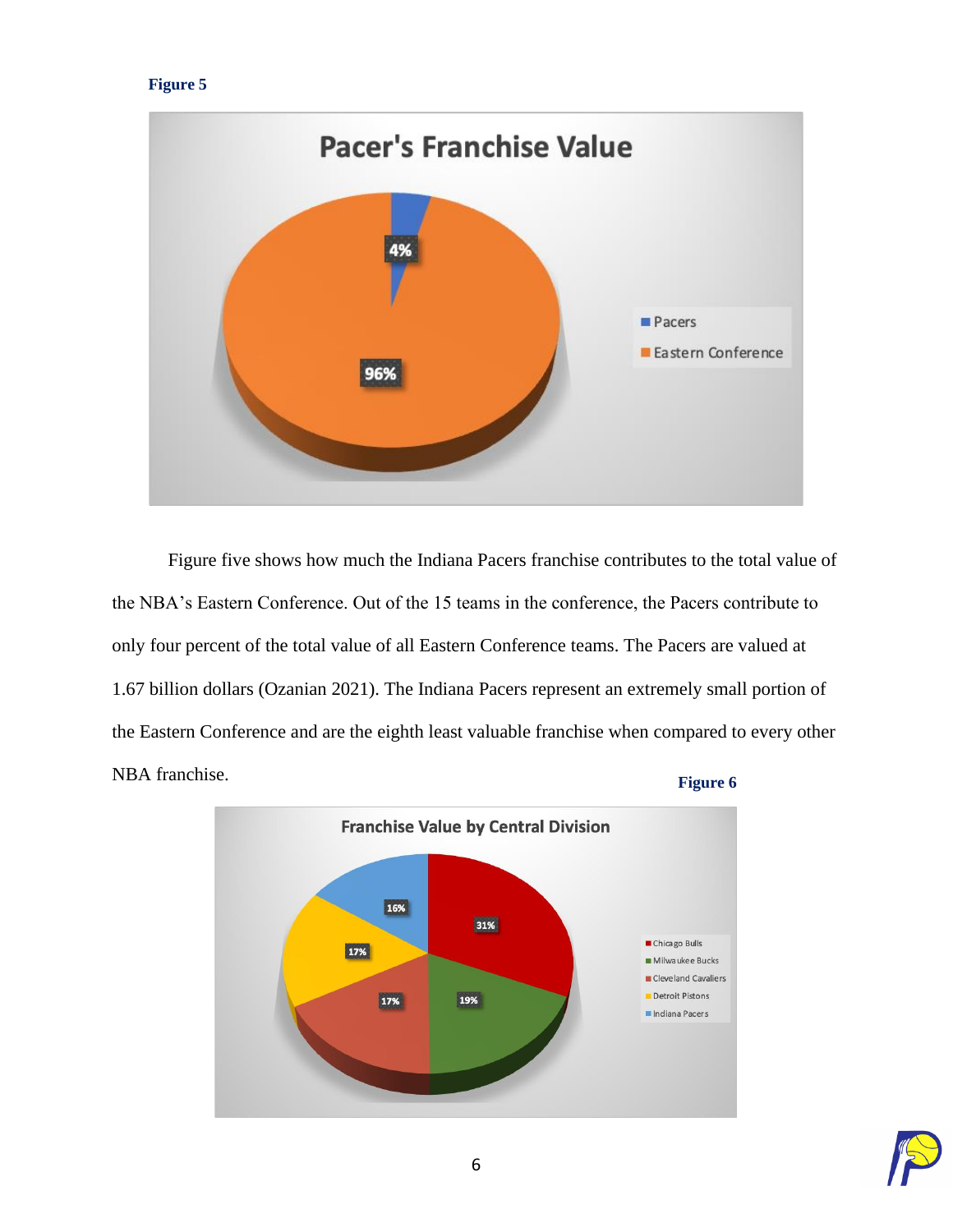**Figure 5**

Figure five shows how much the Indiana Pacers franchise contributes to the total value of the NBA's Eastern Conference. Out of the 15 teams in the conference, the Pacers contribute to only four percent of the total value of all Eastern Conference teams. The Pacers are valued at 1.67 billion dollars (Ozanian 2021). The Indiana Pacers represent an extremely small portion of the Eastern Conference and are the eighth least valuable franchise when compared to every other NBA franchise.

**Figure 6**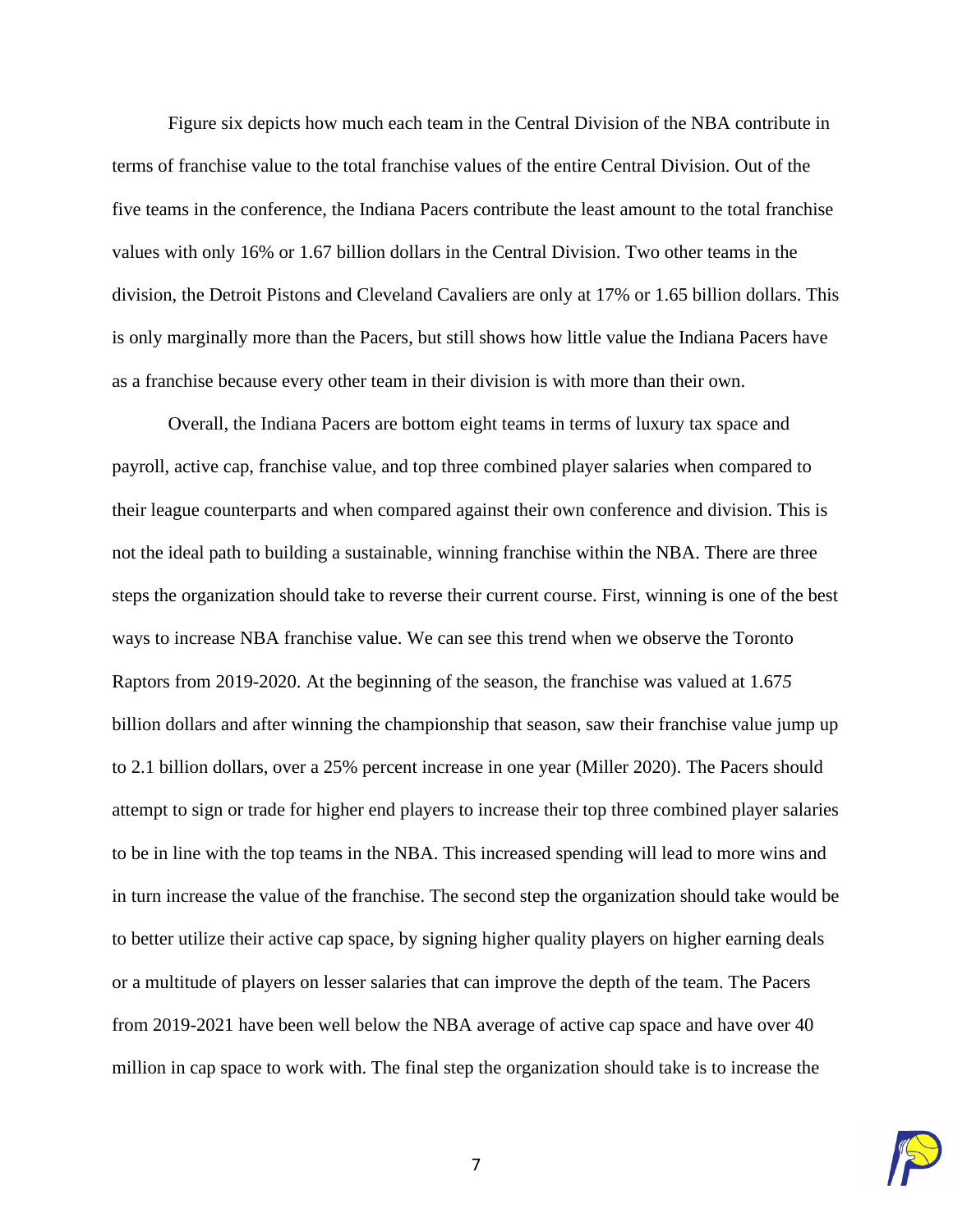Figure six depicts how much each team in the Central Division of the NBA contribute in terms of franchise value to the total franchise values of the entire Central Division. Out of the five teams in the conference, the Indiana Pacers contribute the least amount to the total franchise values with only 16% or 1.67 billion dollars in the Central Division. Two other teams in the division, the Detroit Pistons and Cleveland Cavaliers are only at 17% or 1.65 billion dollars. This is only marginally more than the Pacers, but still shows how little value the Indiana Pacers have as a franchise because every other team in their division is with more than their own.

Overall, the Indiana Pacers are bottom eight teams in terms of luxury tax space and payroll, active cap, franchise value, and top three combined player salaries when compared to their league counterparts and when compared against their own conference and division. This is not the ideal path to building a sustainable, winning franchise within the NBA. There are three steps the organization should take to reverse their current course. First, winning is one of the best ways to increase NBA franchise value. We can see this trend when we observe the Toronto Raptors from 2019-2020. At the beginning of the season, the franchise was valued at 1.675 billion dollars and after winning the championship that season, saw their franchise value jump up to 2.1 billion dollars, over a 25% percent increase in one year (Miller 2020). The Pacers should attempt to sign or trade for higher end players to increase their top three combined player salaries to be in line with the top teams in the NBA. This increased spending will lead to more wins and in turn increase the value of the franchise. The second step the organization should take would be to better utilize their active cap space, by signing higher quality players on higher earning deals or a multitude of players on lesser salaries that can improve the depth of the team. The Pacers from 2019-2021 have been well below the NBA average of active cap space and have over 40 million in cap space to work with. The final step the organization should take is to increase the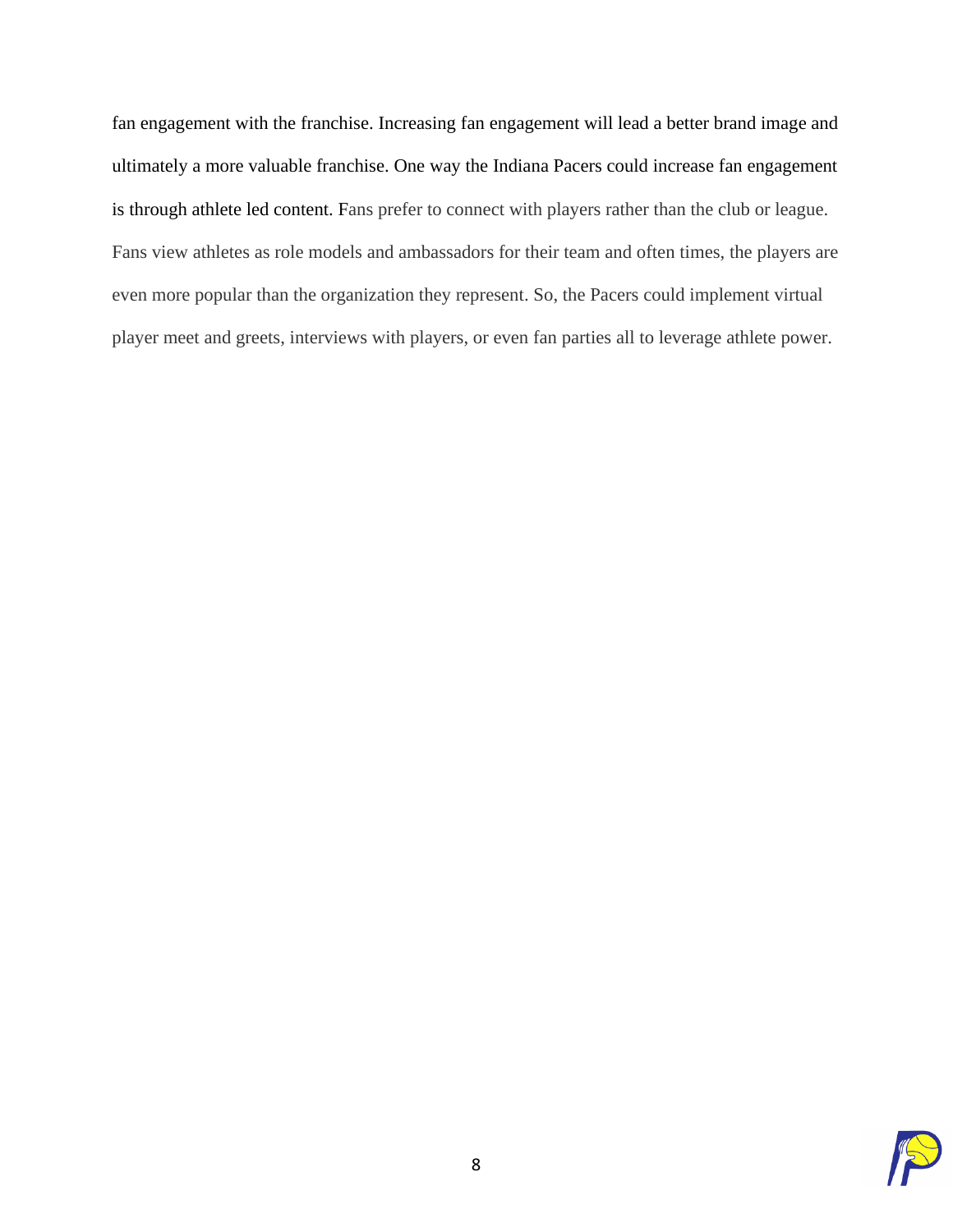fan engagement with the franchise. Increasing fan engagement will lead a better brand image and ultimately a more valuable franchise. One way the Indiana Pacers could increase fan engagement is through athlete led content. Fans prefer to connect with players rather than the club or league. Fans view athletes as role models and ambassadors for their team and often times, the players are even more popular than the organization they represent. So, the Pacers could implement virtual player meet and greets, interviews with players, or even fan parties all to leverage athlete power.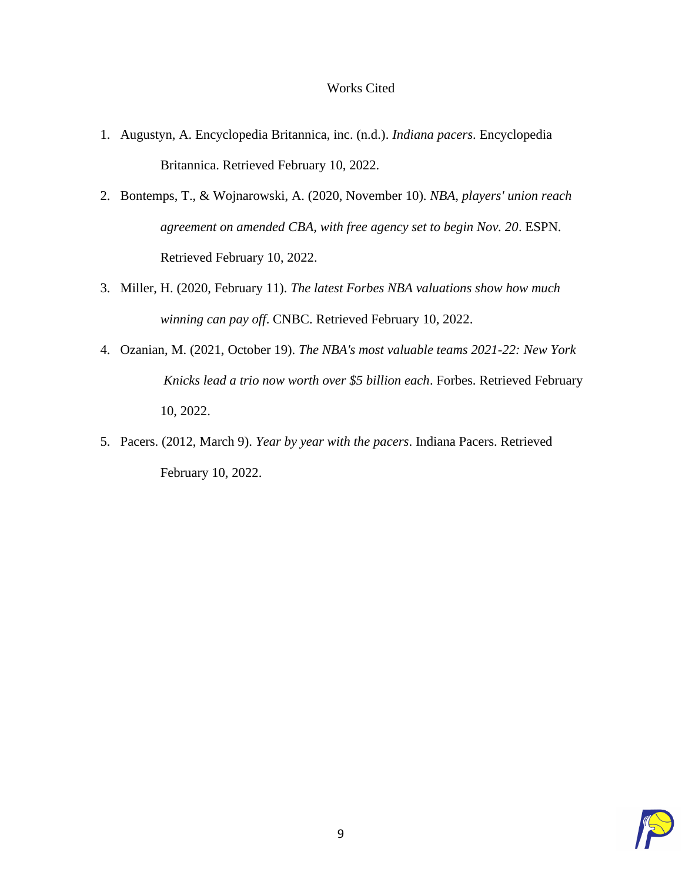# Works Cited

1. Augustyn, A. Encyclopedia Britannica, inc. (n.d.). *Indiana pacers*. Encyclopedia Britannica. Retrieved February 10, 2022.
2. Bontemps, T., & Wojnarowski, A. (2020, November 10). *NBA, players' union reach agreement on amended CBA, with free agency set to begin Nov. 20*. ESPN. Retrieved February 10, 2022.
3. Miller, H. (2020, February 11). *The latest Forbes NBA valuations show how much winning can pay off*. CNBC. Retrieved February 10, 2022.
4. Ozanian, M. (2021, October 19). *The NBA's most valuable teams 2021-22: New York Knicks lead a trio now worth over $5 billion each*. Forbes. Retrieved February 10, 2022.
5. Pacers. (2012, March 9). *Year by year with the pacers*. Indiana Pacers. Retrieved February 10, 2022.